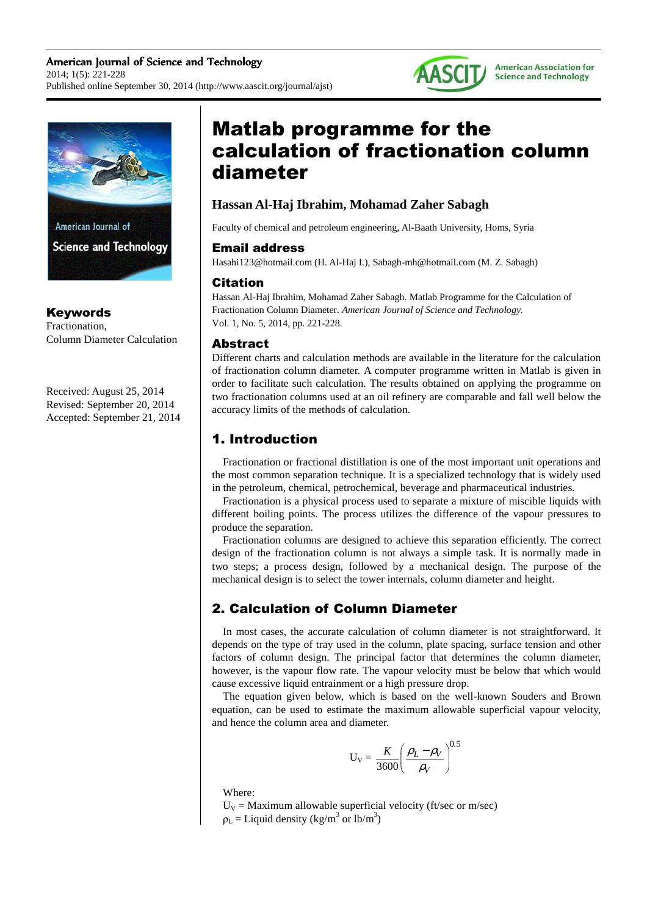# Matlab programme for the calculation of fractionation column diameter

**Hassan Al-Haj Ibrahim, Mohamad Zaher Sabagh**

Faculty of chemical and petroleum engineering, Al-Baath University, Homs, Syria

### Email address

Hasahi123@hotmail.com (H. Al-Haj I.), Sabagh-mh@hotmail.com (M. Z. Sabagh)

### Citation

Hassan Al-Haj Ibrahim, Mohamad Zaher Sabagh. Matlab Programme for the Calculation of Fractionation Column Diameter. *American Journal of Science and Technology.* Vol. 1, No. 5, 2014, pp. 221-228.

### Keywords

Fractionation,
Column Diameter Calculation

Received: August 25, 2014
Revised: September 20, 2014
Accepted: September 21, 2014

### Abstract

Different charts and calculation methods are available in the literature for the calculation of fractionation column diameter. A computer programme written in Matlab is given in order to facilitate such calculation. The results obtained on applying the programme on two fractionation columns used at an oil refinery are comparable and fall well below the accuracy limits of the methods of calculation.

## 1. Introduction

Fractionation or fractional distillation is one of the most important unit operations and the most common separation technique. It is a specialized technology that is widely used in the petroleum, chemical, petrochemical, beverage and pharmaceutical industries.

Fractionation is a physical process used to separate a mixture of miscible liquids with different boiling points. The process utilizes the difference of the vapour pressures to produce the separation.

Fractionation columns are designed to achieve this separation efficiently. The correct design of the fractionation column is not always a simple task. It is normally made in two steps; a process design, followed by a mechanical design. The purpose of the mechanical design is to select the tower internals, column diameter and height.

## 2. Calculation of Column Diameter

In most cases, the accurate calculation of column diameter is not straightforward. It depends on the type of tray used in the column, plate spacing, surface tension and other factors of column design. The principal factor that determines the column diameter, however, is the vapour flow rate. The vapour velocity must be below that which would cause excessive liquid entrainment or a high pressure drop.

The equation given below, which is based on the well-known Souders and Brown equation, can be used to estimate the maximum allowable superficial vapour velocity, and hence the column area and diameter.

$$U_V = \frac{K}{3600}\left(\frac{\rho_L - \rho_V}{\rho_V}\right)^{0.5}$$

Where:

$U_V$ = Maximum allowable superficial velocity (ft/sec or m/sec)

$\rho_L$ = Liquid density (kg/m$^3$ or lb/m$^3$)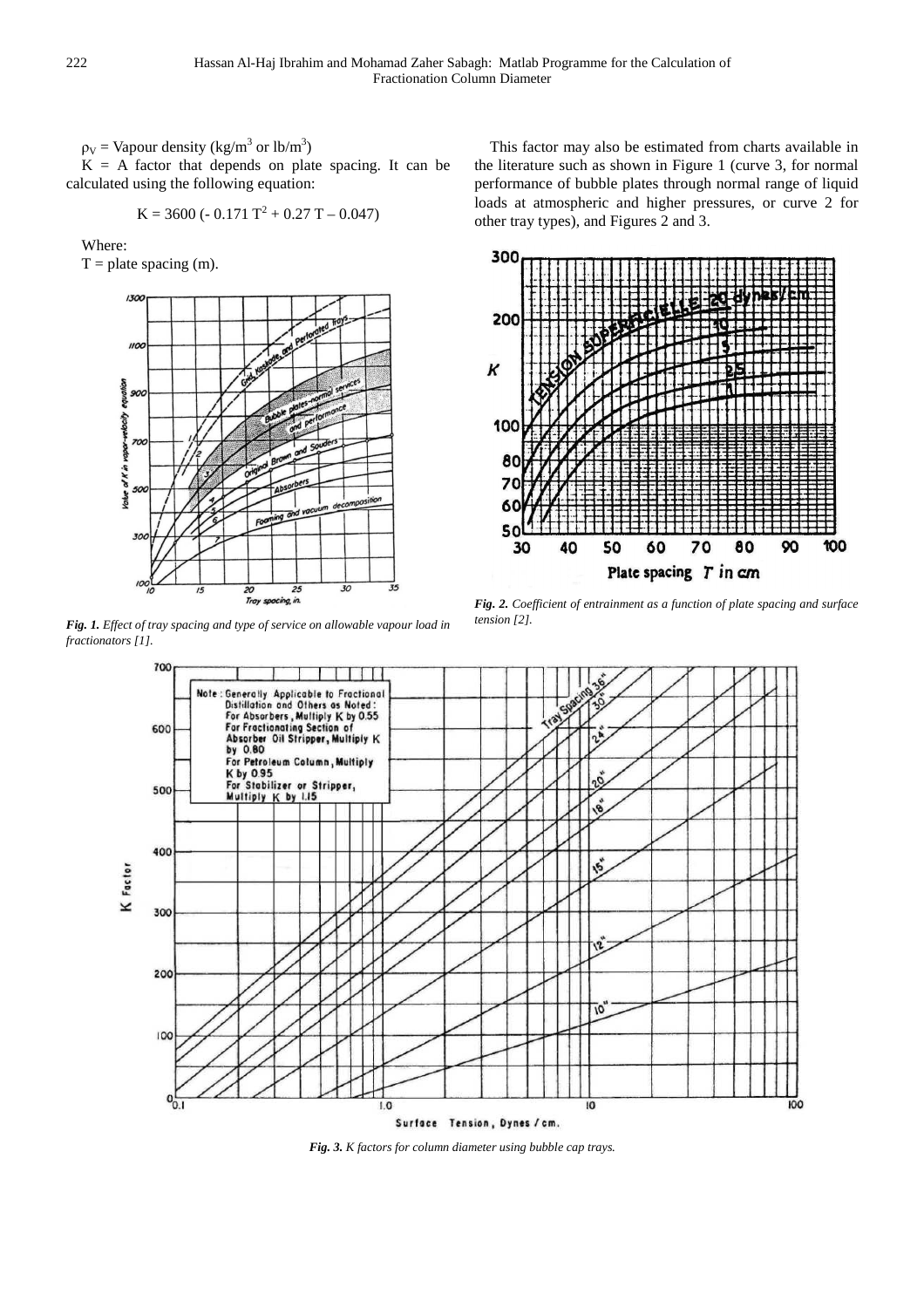$\rho_V$ = Vapour density (kg/m$^3$ or lb/m$^3$)

K = A factor that depends on plate spacing. It can be calculated using the following equation:

$$K = 3600\,(-\,0.171\,T^2 + 0.27\,T - 0.047)$$

Where:

T = plate spacing (m).

*Fig. 1. Effect of tray spacing and type of service on allowable vapour load in fractionators [1].*

This factor may also be estimated from charts available in the literature such as shown in Figure 1 (curve 3, for normal performance of bubble plates through normal range of liquid loads at atmospheric and higher pressures, or curve 2 for other tray types), and Figures 2 and 3.

*Fig. 2. Coefficient of entrainment as a function of plate spacing and surface tension [2].*

*Fig. 3. K factors for column diameter using bubble cap trays.*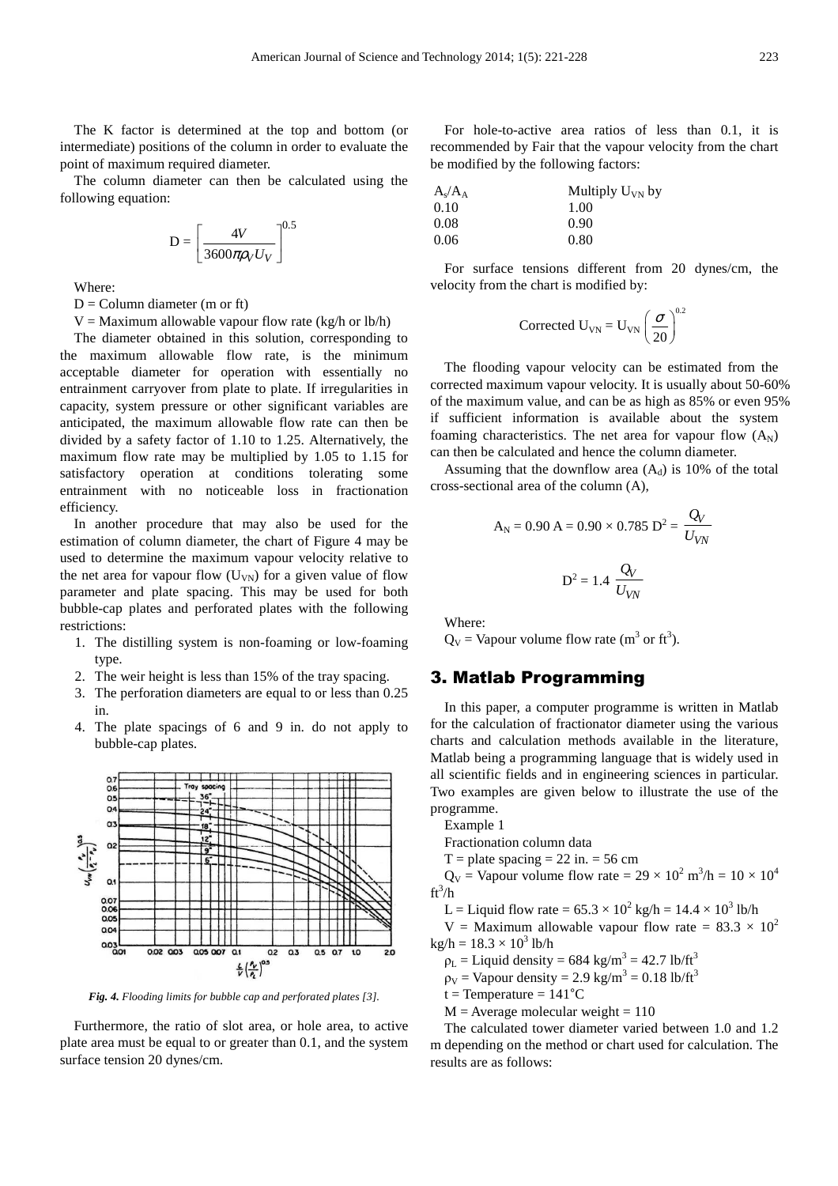The K factor is determined at the top and bottom (or intermediate) positions of the column in order to evaluate the point of maximum required diameter.

The column diameter can then be calculated using the following equation:

$$D = \left[\frac{4V}{3600\pi\rho_V U_V}\right]^{0.5}$$

Where:

D = Column diameter (m or ft)

V = Maximum allowable vapour flow rate (kg/h or lb/h)

The diameter obtained in this solution, corresponding to the maximum allowable flow rate, is the minimum acceptable diameter for operation with essentially no entrainment carryover from plate to plate. If irregularities in capacity, system pressure or other significant variables are anticipated, the maximum allowable flow rate can then be divided by a safety factor of 1.10 to 1.25. Alternatively, the maximum flow rate may be multiplied by 1.05 to 1.15 for satisfactory operation at conditions tolerating some entrainment with no noticeable loss in fractionation efficiency.

In another procedure that may also be used for the estimation of column diameter, the chart of Figure 4 may be used to determine the maximum vapour velocity relative to the net area for vapour flow ($U_{VN}$) for a given value of flow parameter and plate spacing. This may be used for both bubble-cap plates and perforated plates with the following restrictions:

1. The distilling system is non-foaming or low-foaming type.
2. The weir height is less than 15% of the tray spacing.
3. The perforation diameters are equal to or less than 0.25 in.
4. The plate spacings of 6 and 9 in. do not apply to bubble-cap plates.

*Fig. 4. Flooding limits for bubble cap and perforated plates [3].*

Furthermore, the ratio of slot area, or hole area, to active plate area must be equal to or greater than 0.1, and the system surface tension 20 dynes/cm.

For hole-to-active area ratios of less than 0.1, it is recommended by Fair that the vapour velocity from the chart be modified by the following factors:

| $A_s/A_A$ | Multiply $U_{VN}$ by |
|---|---|
| 0.10 | 1.00 |
| 0.08 | 0.90 |
| 0.06 | 0.80 |

For surface tensions different from 20 dynes/cm, the velocity from the chart is modified by:

$$\text{Corrected } U_{VN} = U_{VN}\left(\frac{\sigma}{20}\right)^{0.2}$$

The flooding vapour velocity can be estimated from the corrected maximum vapour velocity. It is usually about 50-60% of the maximum value, and can be as high as 85% or even 95% if sufficient information is available about the system foaming characteristics. The net area for vapour flow ($A_N$) can then be calculated and hence the column diameter.

Assuming that the downflow area ($A_d$) is 10% of the total cross-sectional area of the column (A),

$$A_N = 0.90\,A = 0.90 \times 0.785\,D^2 = \frac{Q_V}{U_{VN}}$$

$$D^2 = 1.4\,\frac{Q_V}{U_{VN}}$$

Where:

$Q_V$ = Vapour volume flow rate ($m^3$ or $ft^3$).

## 3. Matlab Programming

In this paper, a computer programme is written in Matlab for the calculation of fractionator diameter using the various charts and calculation methods available in the literature, Matlab being a programming language that is widely used in all scientific fields and in engineering sciences in particular. Two examples are given below to illustrate the use of the programme.

Example 1

Fractionation column data

T = plate spacing = 22 in. = 56 cm

$Q_V$ = Vapour volume flow rate = $29 \times 10^2$ $m^3/h$ = $10 \times 10^4$ $ft^3/h$

L = Liquid flow rate = $65.3 \times 10^2$ kg/h = $14.4 \times 10^3$ lb/h

V = Maximum allowable vapour flow rate = $83.3 \times 10^2$ kg/h = $18.3 \times 10^3$ lb/h

$\rho_L$ = Liquid density = 684 kg/$m^3$ = 42.7 lb/$ft^3$

$\rho_V$ = Vapour density = 2.9 kg/$m^3$ = 0.18 lb/$ft^3$

t = Temperature = 141°C

M = Average molecular weight = 110

The calculated tower diameter varied between 1.0 and 1.2 m depending on the method or chart used for calculation. The results are as follows: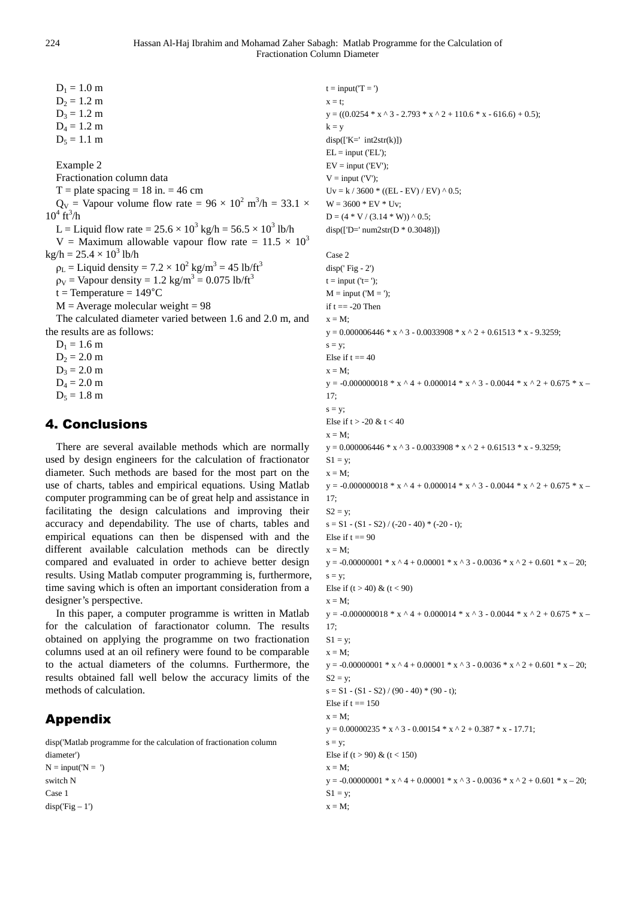$D_1 = 1.0$ m
$D_2 = 1.2$ m
$D_3 = 1.2$ m
$D_4 = 1.2$ m
$D_5 = 1.1$ m

Example 2

Fractionation column data

T = plate spacing = 18 in. = 46 cm

$Q_V$ = Vapour volume flow rate = $96 \times 10^2$ m$^3$/h = $33.1 \times 10^4$ ft$^3$/h

L = Liquid flow rate = $25.6 \times 10^3$ kg/h = $56.5 \times 10^3$ lb/h

V = Maximum allowable vapour flow rate = $11.5 \times 10^3$ kg/h = $25.4 \times 10^3$ lb/h

$\rho_L$ = Liquid density = $7.2 \times 10^2$ kg/m$^3$ = 45 lb/ft$^3$

$\rho_V$ = Vapour density = 1.2 kg/m$^3$ = 0.075 lb/ft$^3$

t = Temperature = 149°C

M = Average molecular weight = 98

The calculated diameter varied between 1.6 and 2.0 m, and the results are as follows:

$D_1 = 1.6$ m
$D_2 = 2.0$ m
$D_3 = 2.0$ m
$D_4 = 2.0$ m
$D_5 = 1.8$ m

## 4. Conclusions

There are several available methods which are normally used by design engineers for the calculation of fractionator diameter. Such methods are based for the most part on the use of charts, tables and empirical equations. Using Matlab computer programming can be of great help and assistance in facilitating the design calculations and improving their accuracy and dependability. The use of charts, tables and empirical equations can then be dispensed with and the different available calculation methods can be directly compared and evaluated in order to achieve better design results. Using Matlab computer programming is, furthermore, time saving which is often an important consideration from a designer's perspective.

In this paper, a computer programme is written in Matlab for the calculation of faractionator column. The results obtained on applying the programme on two fractionation columns used at an oil refinery were found to be comparable to the actual diameters of the columns. Furthermore, the results obtained fall well below the accuracy limits of the methods of calculation.

## Appendix

```
disp('Matlab programme for the calculation of fractionation column diameter')
N = input('N =  ')
switch N
Case 1
disp('Fig – 1')
t = input('T = ')
x = t;
y = ((0.0254 * x ^ 3 - 2.793 * x ^ 2 + 110.6 * x - 616.6) + 0.5);
k = y
disp(['K='  int2str(k)])
EL = input ('EL');
EV = input ('EV');
V = input ('V');
Uv = k / 3600 * ((EL - EV) / EV) ^ 0.5;
W = 3600 * EV * Uv;
D = (4 * V / (3.14 * W)) ^ 0.5;
disp(['D=' num2str(D * 0.3048)])

Case 2
disp(' Fig - 2')
t = input ('t= ');
M = input ('M = ');
if t == -20 Then
x = M;
y = 0.000006446 * x ^ 3 - 0.0033908 * x ^ 2 + 0.61513 * x - 9.3259;
s = y;
Else if t == 40
x = M;
y = -0.000000018 * x ^ 4 + 0.000014 * x ^ 3 - 0.0044 * x ^ 2 + 0.675 * x – 17;
s = y;
Else if t > -20 & t < 40
x = M;
y = 0.000006446 * x ^ 3 - 0.0033908 * x ^ 2 + 0.61513 * x - 9.3259;
S1 = y;
x = M;
y = -0.000000018 * x ^ 4 + 0.000014 * x ^ 3 - 0.0044 * x ^ 2 + 0.675 * x – 17;
S2 = y;
s = S1 - (S1 - S2) / (-20 - 40) * (-20 - t);
Else if t == 90
x = M;
y = -0.00000001 * x ^ 4 + 0.00001 * x ^ 3 - 0.0036 * x ^ 2 + 0.601 * x – 20;
s = y;
Else if (t > 40) & (t < 90)
x = M;
y = -0.000000018 * x ^ 4 + 0.000014 * x ^ 3 - 0.0044 * x ^ 2 + 0.675 * x – 17;
S1 = y;
x = M;
y = -0.00000001 * x ^ 4 + 0.00001 * x ^ 3 - 0.0036 * x ^ 2 + 0.601 * x – 20;
S2 = y;
s = S1 - (S1 - S2) / (90 - 40) * (90 - t);
Else if t == 150
x = M;
y = 0.00000235 * x ^ 3 - 0.00154 * x ^ 2 + 0.387 * x - 17.71;
s = y;
Else if (t > 90) & (t < 150)
x = M;
y = -0.00000001 * x ^ 4 + 0.00001 * x ^ 3 - 0.0036 * x ^ 2 + 0.601 * x – 20;
S1 = y;
x = M;
```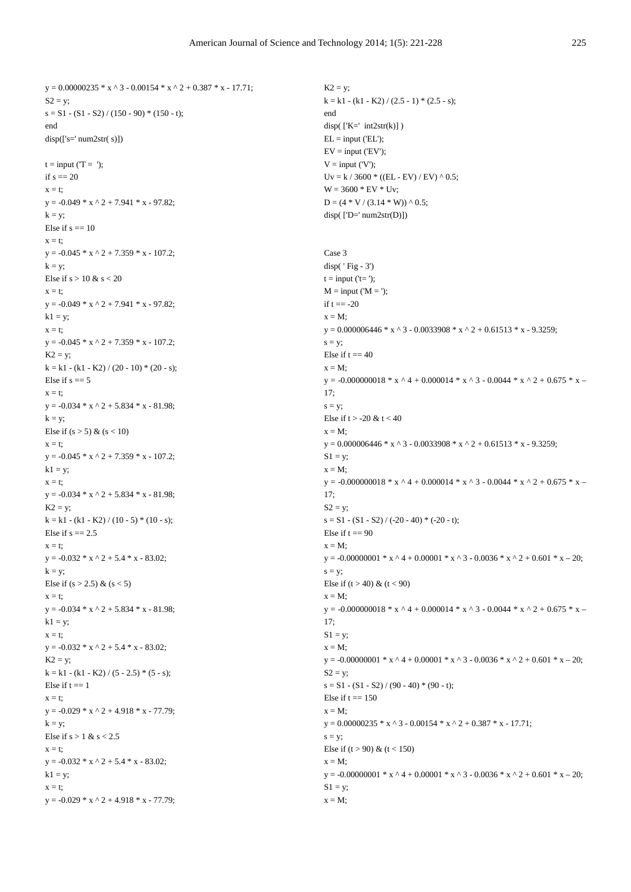```
y = 0.00000235 * x ^ 3 - 0.00154 * x ^ 2 + 0.387 * x - 17.71;
S2 = y;
s = S1 - (S1 - S2) / (150 - 90) * (150 - t);
end
disp(['s=' num2str( s)])

t = input ('T =  ');
if s == 20
x = t;
y = -0.049 * x ^ 2 + 7.941 * x - 97.82;
k = y;
Else if s == 10
x = t;
y = -0.045 * x ^ 2 + 7.359 * x - 107.2;
k = y;
Else if s > 10 & s < 20
x = t;
y = -0.049 * x ^ 2 + 7.941 * x - 97.82;
k1 = y;
x = t;
y = -0.045 * x ^ 2 + 7.359 * x - 107.2;
K2 = y;
k = k1 - (k1 - K2) / (20 - 10) * (20 - s);
Else if s == 5
x = t;
y = -0.034 * x ^ 2 + 5.834 * x - 81.98;
k = y;
Else if (s > 5) & (s < 10)
x = t;
y = -0.045 * x ^ 2 + 7.359 * x - 107.2;
k1 = y;
x = t;
y = -0.034 * x ^ 2 + 5.834 * x - 81.98;
K2 = y;
k = k1 - (k1 - K2) / (10 - 5) * (10 - s);
Else if s == 2.5
x = t;
y = -0.032 * x ^ 2 + 5.4 * x - 83.02;
k = y;
Else if (s > 2.5) & (s < 5)
x = t;
y = -0.034 * x ^ 2 + 5.834 * x - 81.98;
k1 = y;
x = t;
y = -0.032 * x ^ 2 + 5.4 * x - 83.02;
K2 = y;
k = k1 - (k1 - K2) / (5 - 2.5) * (5 - s);
Else if t == 1
x = t;
y = -0.029 * x ^ 2 + 4.918 * x - 77.79;
k = y;
Else if s > 1 & s < 2.5
x = t;
y = -0.032 * x ^ 2 + 5.4 * x - 83.02;
k1 = y;
x = t;
y = -0.029 * x ^ 2 + 4.918 * x - 77.79;
K2 = y;
k = k1 - (k1 - K2) / (2.5 - 1) * (2.5 - s);
end
disp( ['K='  int2str(k)] )
EL = input ('EL');
EV = input ('EV');
V = input ('V');
Uv = k / 3600 * ((EL - EV) / EV) ^ 0.5;
W = 3600 * EV * Uv;
D = (4 * V / (3.14 * W)) ^ 0.5;
disp( ['D=' num2str(D)])


Case 3
disp( ' Fig - 3')
t = input ('t= ');
M = input ('M = ');
if t == -20
x = M;
y = 0.000006446 * x ^ 3 - 0.0033908 * x ^ 2 + 0.61513 * x - 9.3259;
s = y;
Else if t == 40
x = M;
y = -0.000000018 * x ^ 4 + 0.000014 * x ^ 3 - 0.0044 * x ^ 2 + 0.675 * x – 17;
s = y;
Else if t > -20 & t < 40
x = M;
y = 0.000006446 * x ^ 3 - 0.0033908 * x ^ 2 + 0.61513 * x - 9.3259;
S1 = y;
x = M;
y = -0.000000018 * x ^ 4 + 0.000014 * x ^ 3 - 0.0044 * x ^ 2 + 0.675 * x – 17;
S2 = y;
s = S1 - (S1 - S2) / (-20 - 40) * (-20 - t);
Else if t == 90
x = M;
y = -0.00000001 * x ^ 4 + 0.00001 * x ^ 3 - 0.0036 * x ^ 2 + 0.601 * x – 20;
s = y;
Else if (t > 40) & (t < 90)
x = M;
y = -0.000000018 * x ^ 4 + 0.000014 * x ^ 3 - 0.0044 * x ^ 2 + 0.675 * x – 17;
S1 = y;
x = M;
y = -0.00000001 * x ^ 4 + 0.00001 * x ^ 3 - 0.0036 * x ^ 2 + 0.601 * x – 20;
S2 = y;
s = S1 - (S1 - S2) / (90 - 40) * (90 - t);
Else if t == 150
x = M;
y = 0.00000235 * x ^ 3 - 0.00154 * x ^ 2 + 0.387 * x - 17.71;
s = y;
Else if (t > 90) & (t < 150)
x = M;
y = -0.00000001 * x ^ 4 + 0.00001 * x ^ 3 - 0.0036 * x ^ 2 + 0.601 * x – 20;
S1 = y;
x = M;
```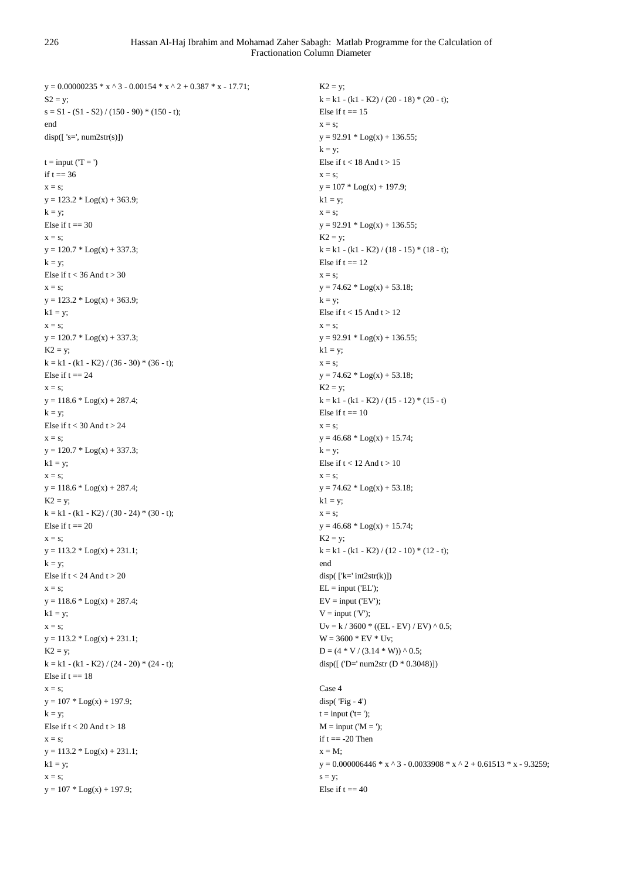```
y = 0.00000235 * x ^ 3 - 0.00154 * x ^ 2 + 0.387 * x - 17.71;
S2 = y;
s = S1 - (S1 - S2) / (150 - 90) * (150 - t);
end
disp([ 's=', num2str(s)])

t = input ('T = ')
if t == 36
x = s;
y = 123.2 * Log(x) + 363.9;
k = y;
Else if t == 30
x = s;
y = 120.7 * Log(x) + 337.3;
k = y;
Else if t < 36 And t > 30
x = s;
y = 123.2 * Log(x) + 363.9;
k1 = y;
x = s;
y = 120.7 * Log(x) + 337.3;
K2 = y;
k = k1 - (k1 - K2) / (36 - 30) * (36 - t);
Else if t == 24
x = s;
y = 118.6 * Log(x) + 287.4;
k = y;
Else if t < 30 And t > 24
x = s;
y = 120.7 * Log(x) + 337.3;
k1 = y;
x = s;
y = 118.6 * Log(x) + 287.4;
K2 = y;
k = k1 - (k1 - K2) / (30 - 24) * (30 - t);
Else if t == 20
x = s;
y = 113.2 * Log(x) + 231.1;
k = y;
Else if t < 24 And t > 20
x = s;
y = 118.6 * Log(x) + 287.4;
k1 = y;
x = s;
y = 113.2 * Log(x) + 231.1;
K2 = y;
k = k1 - (k1 - K2) / (24 - 20) * (24 - t);
Else if t == 18
x = s;
y = 107 * Log(x) + 197.9;
k = y;
Else if t < 20 And t > 18
x = s;
y = 113.2 * Log(x) + 231.1;
k1 = y;
x = s;
y = 107 * Log(x) + 197.9;
K2 = y;
k = k1 - (k1 - K2) / (20 - 18) * (20 - t);
Else if t == 15
x = s;
y = 92.91 * Log(x) + 136.55;
k = y;
Else if t < 18 And t > 15
x = s;
y = 107 * Log(x) + 197.9;
k1 = y;
x = s;
y = 92.91 * Log(x) + 136.55;
K2 = y;
k = k1 - (k1 - K2) / (18 - 15) * (18 - t);
Else if t == 12
x = s;
y = 74.62 * Log(x) + 53.18;
k = y;
Else if t < 15 And t > 12
x = s;
y = 92.91 * Log(x) + 136.55;
k1 = y;
x = s;
y = 74.62 * Log(x) + 53.18;
K2 = y;
k = k1 - (k1 - K2) / (15 - 12) * (15 - t)
Else if t == 10
x = s;
y = 46.68 * Log(x) + 15.74;
k = y;
Else if t < 12 And t > 10
x = s;
y = 74.62 * Log(x) + 53.18;
k1 = y;
x = s;
y = 46.68 * Log(x) + 15.74;
K2 = y;
k = k1 - (k1 - K2) / (12 - 10) * (12 - t);
end
disp( ['k=' int2str(k)])
EL = input ('EL');
EV = input ('EV');
V = input ('V');
Uv = k / 3600 * ((EL - EV) / EV) ^ 0.5;
W = 3600 * EV * Uv;
D = (4 * V / (3.14 * W)) ^ 0.5;
disp([ ('D=' num2str (D * 0.3048)])

Case 4
disp( 'Fig - 4')
t = input ('t= ');
M = input ('M = ');
if t == -20 Then
x = M;
y = 0.000006446 * x ^ 3 - 0.0033908 * x ^ 2 + 0.61513 * x - 9.3259;
s = y;
Else if t == 40
```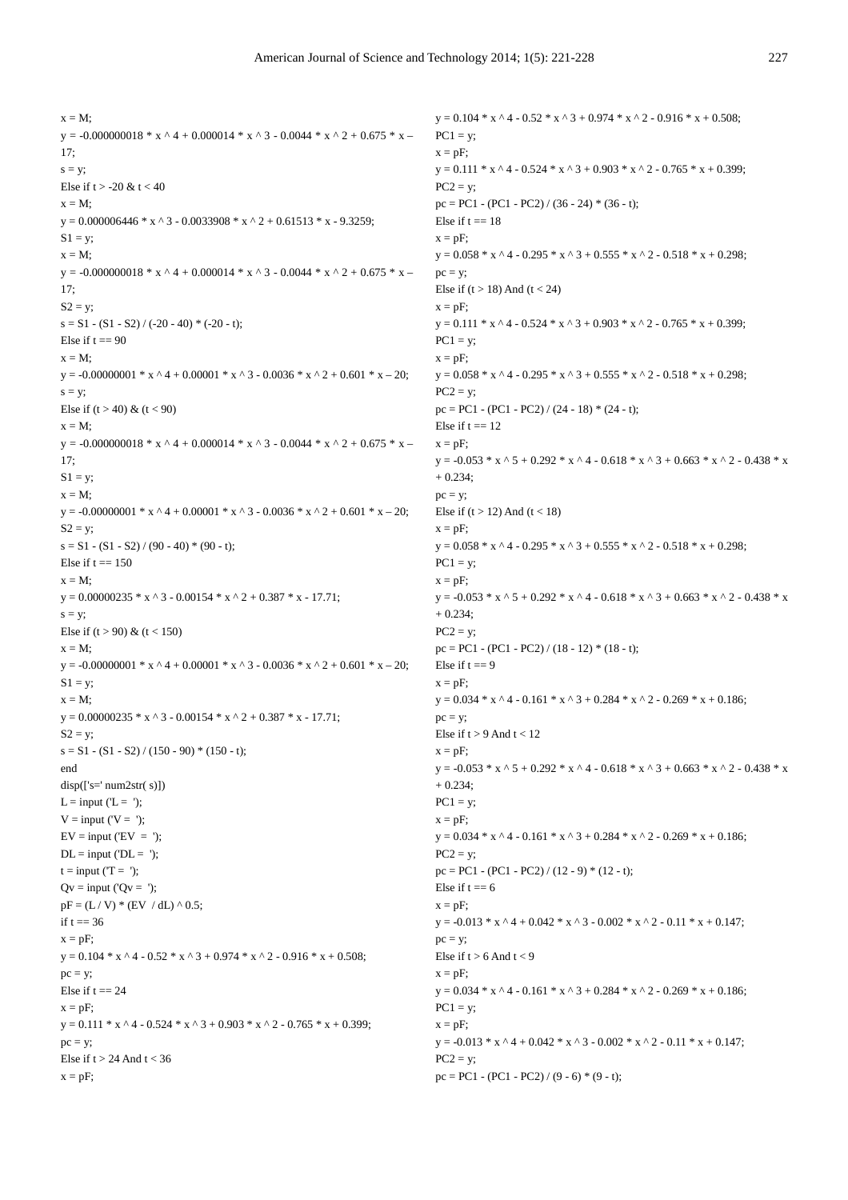```
x = M;
y = -0.000000018 * x ^ 4 + 0.000014 * x ^ 3 - 0.0044 * x ^ 2 + 0.675 * x –
17;
s = y;
Else if t > -20 & t < 40
x = M;
y = 0.000006446 * x ^ 3 - 0.0033908 * x ^ 2 + 0.61513 * x - 9.3259;
S1 = y;
x = M;
y = -0.000000018 * x ^ 4 + 0.000014 * x ^ 3 - 0.0044 * x ^ 2 + 0.675 * x –
17;
S2 = y;
s = S1 - (S1 - S2) / (-20 - 40) * (-20 - t);
Else if t == 90
x = M;
y = -0.00000001 * x ^ 4 + 0.00001 * x ^ 3 - 0.0036 * x ^ 2 + 0.601 * x – 20;
s = y;
Else if (t > 40) & (t < 90)
x = M;
y = -0.000000018 * x ^ 4 + 0.000014 * x ^ 3 - 0.0044 * x ^ 2 + 0.675 * x –
17;
S1 = y;
x = M;
y = -0.00000001 * x ^ 4 + 0.00001 * x ^ 3 - 0.0036 * x ^ 2 + 0.601 * x – 20;
S2 = y;
s = S1 - (S1 - S2) / (90 - 40) * (90 - t);
Else if t == 150
x = M;
y = 0.00000235 * x ^ 3 - 0.00154 * x ^ 2 + 0.387 * x - 17.71;
s = y;
Else if (t > 90) & (t < 150)
x = M;
y = -0.00000001 * x ^ 4 + 0.00001 * x ^ 3 - 0.0036 * x ^ 2 + 0.601 * x – 20;
S1 = y;
x = M;
y = 0.00000235 * x ^ 3 - 0.00154 * x ^ 2 + 0.387 * x - 17.71;
S2 = y;
s = S1 - (S1 - S2) / (150 - 90) * (150 - t);
end
disp(['s=' num2str( s)])
L = input ('L =  ');
V = input ('V =  ');
EV = input ('EV  =  ');
DL = input ('DL =  ');
t = input ('T =  ');
Qv = input ('Qv =  ');
pF = (L / V) * (EV  / dL) ^ 0.5;
if t == 36
x = pF;
y = 0.104 * x ^ 4 - 0.52 * x ^ 3 + 0.974 * x ^ 2 - 0.916 * x + 0.508;
pc = y;
Else if t == 24
x = pF;
y = 0.111 * x ^ 4 - 0.524 * x ^ 3 + 0.903 * x ^ 2 - 0.765 * x + 0.399;
pc = y;
Else if t > 24 And t < 36
x = pF;
y = 0.104 * x ^ 4 - 0.52 * x ^ 3 + 0.974 * x ^ 2 - 0.916 * x + 0.508;
PC1 = y;
x = pF;
y = 0.111 * x ^ 4 - 0.524 * x ^ 3 + 0.903 * x ^ 2 - 0.765 * x + 0.399;
PC2 = y;
pc = PC1 - (PC1 - PC2) / (36 - 24) * (36 - t);
Else if t == 18
x = pF;
y = 0.058 * x ^ 4 - 0.295 * x ^ 3 + 0.555 * x ^ 2 - 0.518 * x + 0.298;
pc = y;
Else if (t > 18) And (t < 24)
x = pF;
y = 0.111 * x ^ 4 - 0.524 * x ^ 3 + 0.903 * x ^ 2 - 0.765 * x + 0.399;
PC1 = y;
x = pF;
y = 0.058 * x ^ 4 - 0.295 * x ^ 3 + 0.555 * x ^ 2 - 0.518 * x + 0.298;
PC2 = y;
pc = PC1 - (PC1 - PC2) / (24 - 18) * (24 - t);
Else if t == 12
x = pF;
y = -0.053 * x ^ 5 + 0.292 * x ^ 4 - 0.618 * x ^ 3 + 0.663 * x ^ 2 - 0.438 * x
+ 0.234;
pc = y;
Else if (t > 12) And (t < 18)
x = pF;
y = 0.058 * x ^ 4 - 0.295 * x ^ 3 + 0.555 * x ^ 2 - 0.518 * x + 0.298;
PC1 = y;
x = pF;
y = -0.053 * x ^ 5 + 0.292 * x ^ 4 - 0.618 * x ^ 3 + 0.663 * x ^ 2 - 0.438 * x
+ 0.234;
PC2 = y;
pc = PC1 - (PC1 - PC2) / (18 - 12) * (18 - t);
Else if t == 9
x = pF;
y = 0.034 * x ^ 4 - 0.161 * x ^ 3 + 0.284 * x ^ 2 - 0.269 * x + 0.186;
pc = y;
Else if t > 9 And t < 12
x = pF;
y = -0.053 * x ^ 5 + 0.292 * x ^ 4 - 0.618 * x ^ 3 + 0.663 * x ^ 2 - 0.438 * x
+ 0.234;
PC1 = y;
x = pF;
y = 0.034 * x ^ 4 - 0.161 * x ^ 3 + 0.284 * x ^ 2 - 0.269 * x + 0.186;
PC2 = y;
pc = PC1 - (PC1 - PC2) / (12 - 9) * (12 - t);
Else if t == 6
x = pF;
y = -0.013 * x ^ 4 + 0.042 * x ^ 3 - 0.002 * x ^ 2 - 0.11 * x + 0.147;
pc = y;
Else if t > 6 And t < 9
x = pF;
y = 0.034 * x ^ 4 - 0.161 * x ^ 3 + 0.284 * x ^ 2 - 0.269 * x + 0.186;
PC1 = y;
x = pF;
y = -0.013 * x ^ 4 + 0.042 * x ^ 3 - 0.002 * x ^ 2 - 0.11 * x + 0.147;
PC2 = y;
pc = PC1 - (PC1 - PC2) / (9 - 6) * (9 - t);
```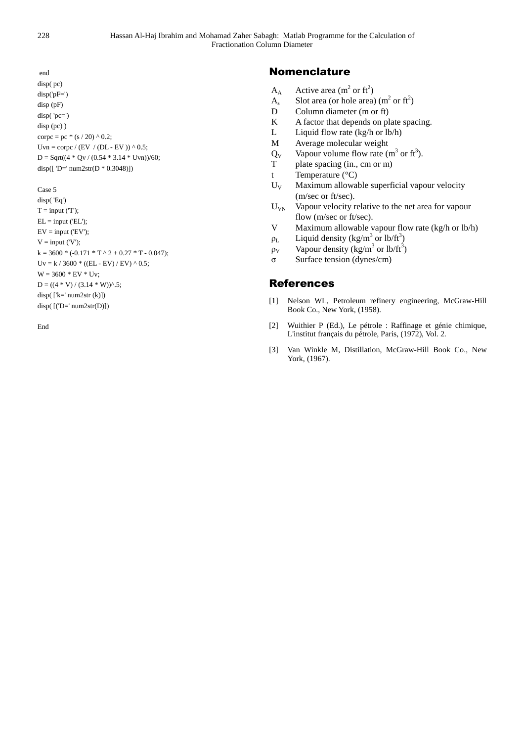```
 end
disp( pc)
disp('pF=')
disp (pF)
disp( 'pc=')
disp (pc) )
corpc = pc * (s / 20) ^ 0.2;
Uvn = corpc / (EV  / (DL - EV )) ^ 0.5;
D = Sqrt((4 * Qv / (0.54 * 3.14 * Uvn))/60;
disp([ 'D=' num2str(D * 0.3048)])

Case 5
disp( 'Eq')
T = input ('T');
EL = input ('EL');
EV = input ('EV');
V = input ('V');
k = 3600 * (-0.171 * T ^ 2 + 0.27 * T - 0.047);
Uv = k / 3600 * ((EL - EV) / EV) ^ 0.5;
W = 3600 * EV * Uv;
D = ((4 * V) / (3.14 * W))^.5;
disp( ['k=' num2str (k)])
disp( [('D=' num2str(D)])

End
```

## Nomenclature

- $A_A$ Active area ($m^2$ or $ft^2$)
- $A_s$ Slot area (or hole area) ($m^2$ or $ft^2$)
- $D$ Column diameter (m or ft)
- $K$ A factor that depends on plate spacing.
- $L$ Liquid flow rate (kg/h or lb/h)
- $M$ Average molecular weight
- $Q_V$ Vapour volume flow rate ($m^3$ or $ft^3$).
- $T$ plate spacing (in., cm or m)
- $t$ Temperature (°C)
- $U_V$ Maximum allowable superficial vapour velocity (m/sec or ft/sec).
- $U_{VN}$ Vapour velocity relative to the net area for vapour flow (m/sec or ft/sec).
- $V$ Maximum allowable vapour flow rate (kg/h or lb/h)
- $\rho_L$ Liquid density ($kg/m^3$ or $lb/ft^3$)
- $\rho_V$ Vapour density ($kg/m^3$ or $lb/ft^3$)
- $\sigma$ Surface tension (dynes/cm)

## References

[1] Nelson WL, Petroleum refinery engineering, McGraw-Hill Book Co., New York, (1958).

[2] Wuithier P (Ed.), Le pétrole : Raffinage et génie chimique, L'institut français du pétrole, Paris, (1972), Vol. 2.

[3] Van Winkle M, Distillation, McGraw-Hill Book Co., New York, (1967).